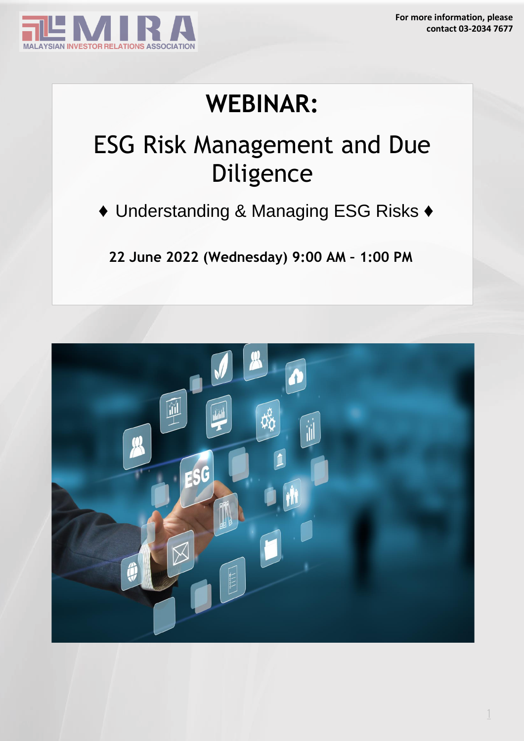MALAYSIAN INVESTOR RELATIONS ASSOCIATION

**For more information, please contact 03-2034 7677**

# WEBINAR:

## ESG Risk Management and Due Diligence

♦ Understanding & Managing ESG Risks ♦

**22 June 2022 (Wednesday) 9:00 AM – 1:00 PM**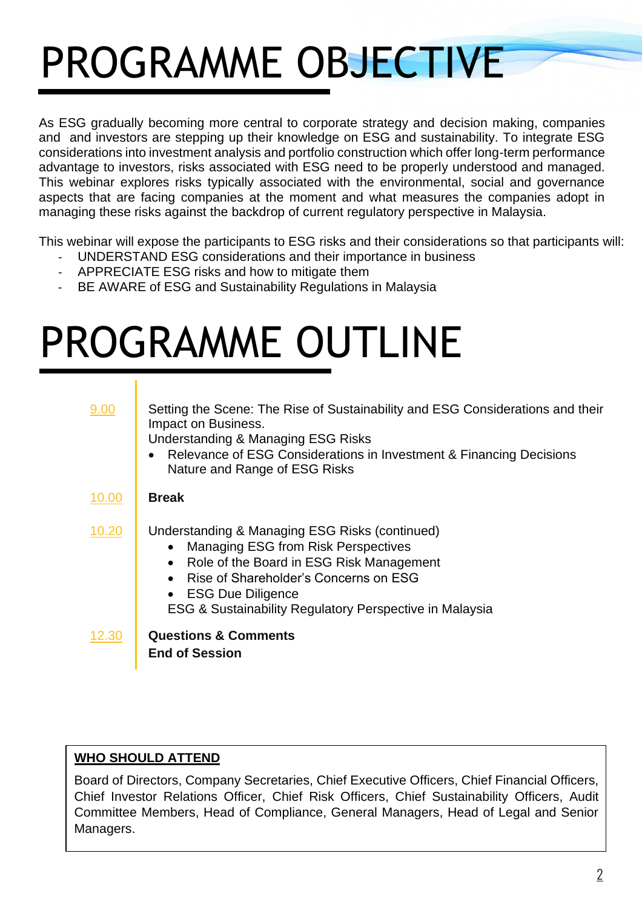# PROGRAMME OBJECTIVE

As ESG gradually becoming more central to corporate strategy and decision making, companies and and investors are stepping up their knowledge on ESG and sustainability. To integrate ESG considerations into investment analysis and portfolio construction which offer long-term performance advantage to investors, risks associated with ESG need to be properly understood and managed. This webinar explores risks typically associated with the environmental, social and governance aspects that are facing companies at the moment and what measures the companies adopt in managing these risks against the backdrop of current regulatory perspective in Malaysia.

This webinar will expose the participants to ESG risks and their considerations so that participants will:

- UNDERSTAND ESG considerations and their importance in business
- APPRECIATE ESG risks and how to mitigate them
- BE AWARE of ESG and Sustainability Regulations in Malaysia

# PROGRAMME OUTLINE

**9.00**

Setting the Scene: The Rise of Sustainability and ESG Considerations and their Impact on Business.

Understanding & Managing ESG Risks

- Relevance of ESG Considerations in Investment & Financing Decisions
  Nature and Range of ESG Risks

**10.00**

**Break**

**10.20**

Understanding & Managing ESG Risks (continued)

- Managing ESG from Risk Perspectives
- Role of the Board in ESG Risk Management
- Rise of Shareholder's Concerns on ESG
- ESG Due Diligence

ESG & Sustainability Regulatory Perspective in Malaysia

**12.30**

**Questions & Comments**

**End of Session**

**WHO SHOULD ATTEND**

Board of Directors, Company Secretaries, Chief Executive Officers, Chief Financial Officers, Chief Investor Relations Officer, Chief Risk Officers, Chief Sustainability Officers, Audit Committee Members, Head of Compliance, General Managers, Head of Legal and Senior Managers.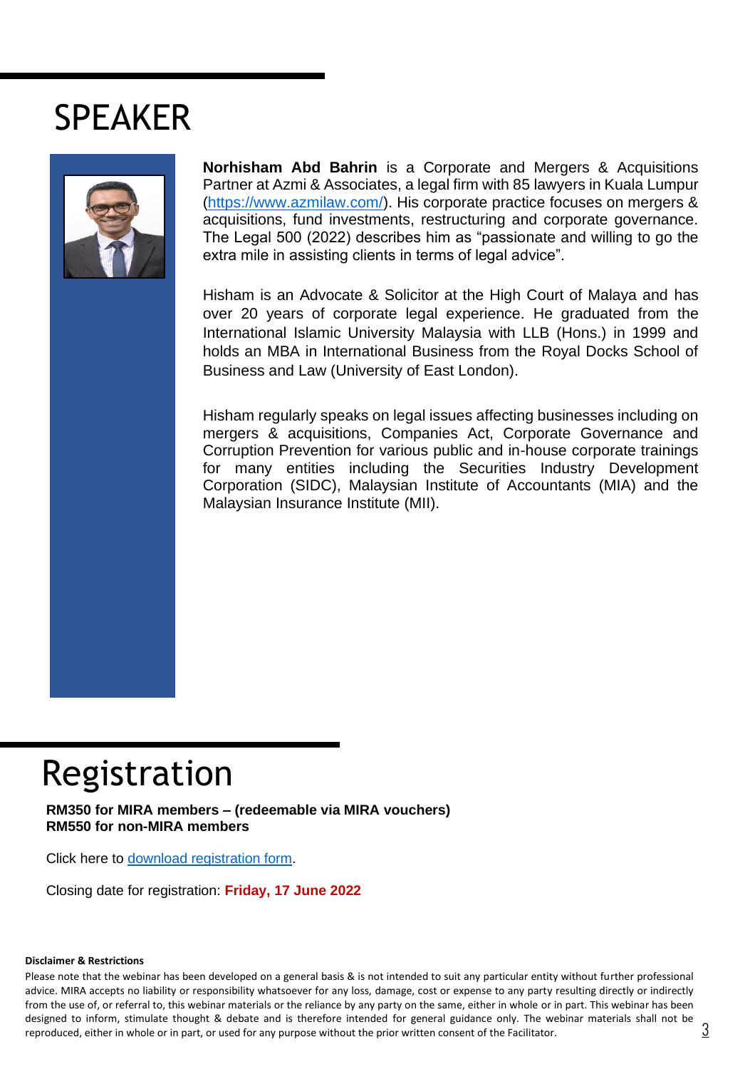# SPEAKER

**Norhisham Abd Bahrin** is a Corporate and Mergers & Acquisitions Partner at Azmi & Associates, a legal firm with 85 lawyers in Kuala Lumpur (https://www.azmilaw.com/). His corporate practice focuses on mergers & acquisitions, fund investments, restructuring and corporate governance. The Legal 500 (2022) describes him as "passionate and willing to go the extra mile in assisting clients in terms of legal advice".

Hisham is an Advocate & Solicitor at the High Court of Malaya and has over 20 years of corporate legal experience. He graduated from the International Islamic University Malaysia with LLB (Hons.) in 1999 and holds an MBA in International Business from the Royal Docks School of Business and Law (University of East London).

Hisham regularly speaks on legal issues affecting businesses including on mergers & acquisitions, Companies Act, Corporate Governance and Corruption Prevention for various public and in-house corporate trainings for many entities including the Securities Industry Development Corporation (SIDC), Malaysian Institute of Accountants (MIA) and the Malaysian Insurance Institute (MII).

# Registration

**RM350 for MIRA members – (redeemable via MIRA vouchers)**
**RM550 for non-MIRA members**

Click here to download registration form.

Closing date for registration: **Friday, 17 June 2022**

**Disclaimer & Restrictions**

Please note that the webinar has been developed on a general basis & is not intended to suit any particular entity without further professional advice. MIRA accepts no liability or responsibility whatsoever for any loss, damage, cost or expense to any party resulting directly or indirectly from the use of, or referral to, this webinar materials or the reliance by any party on the same, either in whole or in part. This webinar has been designed to inform, stimulate thought & debate and is therefore intended for general guidance only. The webinar materials shall not be reproduced, either in whole or in part, or used for any purpose without the prior written consent of the Facilitator.